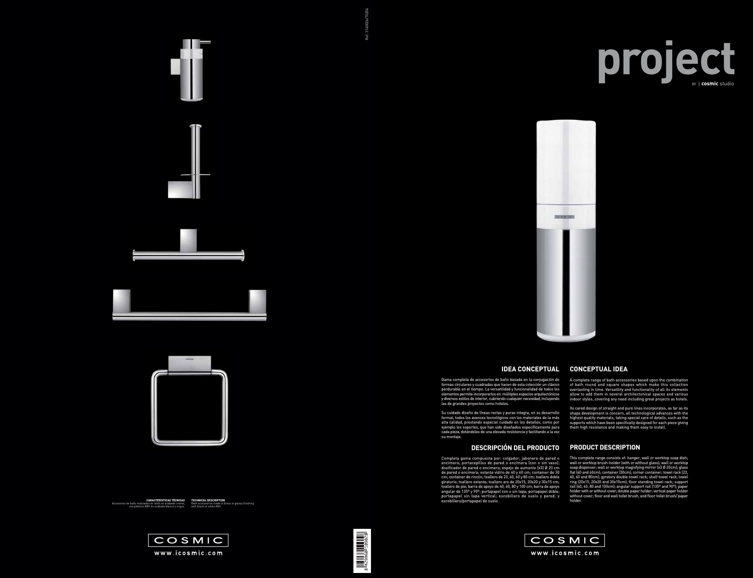# project

BY | cosmic studio

## IDEA CONCEPTUAL

Gama completa de accesorios de baño basada en la conjugación de formas circulares y cuadradas que hacen de esta colección un clásico perdurable en el tiempo. La versatilidad y funcionalidad de todos los elementos permite incorporarlos en múltiples espacios arquitectónicos y diversos estilos de interior, cubriendo cualquier necesidad, incluyendo las de grandes proyectos como hoteles.

Su cuidado diseño de líneas rectas y puras integra, en su desarrollo formal, todos los avances tecnológicos con los materiales de la más alta calidad, prestando especial cuidado en los detalles, como por ejemplo los soportes, que han sido diseñados específicamente para cada pieza, dotándoles de una elevada resistencia y facilitando a la vez su montaje.

## CONCEPTUAL IDEA

A complete range of bath accessories based upon the combination of bath round and square shapes which make this collection everlasting in time. Versatility and functionality of all its elements allow to add them in several architectonical spaces and various indoor styles, covering any need including great projects as hotels.

Its cared design of straight and pure lines incorporates, as far as its shape development is concern, all technological advances with the highest quality materials, taking special care of details, such as the supports which have been specifically designed for each piece giving them high resistance and making them easy to install.

## DESCRIPCIÓN DEL PRODUCTO

Completa gama compuesta por: colgador; jabonera de pared o encimera; portacepillos de pared o encimera (con o sin vaso); dosificador de pared o encimera; espejo de aumento (x3) Ø 20 cm de pared o encimera; estante vidrio de 40 y 60 cm; container de 30 cm; container de rincón; toallero de 23, 40, 60 y 80 cm; toallero doble giratorio; toallero estante; toallero aro de 20x15, 20x20 y 30x15 cm; toallero de pie; barra de apoyo de 40, 60, 80 y 100 cm; barra de apoyo angular de 135º y 90º; portapapel con o sin tapa; portapapel doble; portapapel sin tapa vertical; escobillero de suelo y pared, y escobillero/portapapel de suelo.

## PRODUCT DESCRIPTION

This complete range consists of: hanger, wall or worktop soap dish; wall or worktop brush-holder (with or without glass); wall or worktop soap dispenser; wall or worktop magnifying mirror (x3 Ø 20cm); glass flat (40 and 60cm); container (30cm); corner container; towel rack (23, 40, 60 and 80cm); gyratory double towel rack; shelf towel rack; towel ring (20x15, 20x20 and 30x15cm); floor standing towel rack; support rail (40, 60, 80 and 100cm); angular support rail (135º and 90º); paper holder with or without cover; double paper holder; vertical paper holder without cover; floor and wall toilet brush, and floor toilet brush/ paper holder.

**CARACTERISTICAS TÉCNICAS**
Accesorios de baño realizados en latón en acabado cromo, con plástico ABS en acabado blanco o negro.

**TECHNICAL DESCRIPTION**
Bath accessories made in brass in glossy finishing with black or white ABS.

Ref. 3140024/70004

COSMIC
www.icosmic.com

COSMIC
www.icosmic.com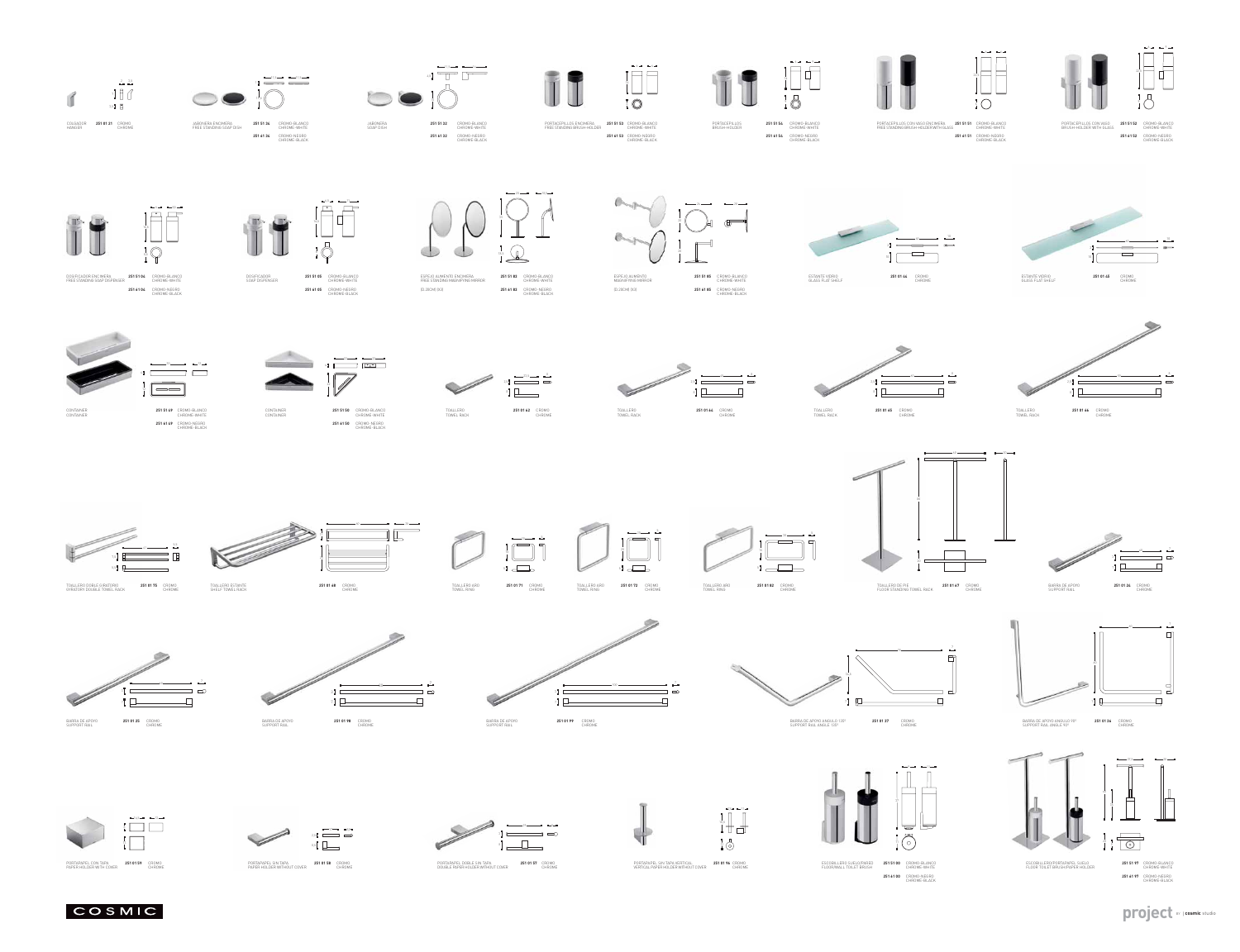COLGADOR
HANGER
251 01 21 CROMO
CHROME

JABONERA ENCIMERA
FREE STANDING SOAP DISH
251 51 36 CROMO-BLANCO
CHROME-WHITE
251 61 36 CROMO-NEGRO
CHROME-BLACK

JABONERA
SOAP DISH
251 51 32 CROMO-BLANCO
CHROME-WHITE
251 61 32 CROMO-NEGRO
CHROME-BLACK

PORTACEPILLOS ENCIMERA
FREE STANDING BRUSH HOLDER
251 51 53 CROMO-BLANCO
CHROME-WHITE
251 61 53 CROMO-NEGRO
CHROME-BLACK

PORTACEPILLOS
BRUSH HOLDER
251 51 54 CROMO-BLANCO
CHROME-WHITE
251 61 54 CROMO-NEGRO
CHROME-BLACK

PORTACEPILLOS CON VASO ENCIMERA
FREE STANDING BRUSH HOLDER WITH GLASS
251 51 51 CROMO-BLANCO
CHROME-WHITE
251 61 51 CROMO-NEGRO
CHROME-BLACK

PORTACEPILLOS CON VASO
BRUSH HOLDER WITH GLASS
251 51 52 CROMO-BLANCO
CHROME-WHITE
251 61 52 CROMO-NEGRO
CHROME-BLACK

DOSIFICADOR ENCIMERA
FREE STANDING SOAP DISPENSER
251 51 06 CROMO-BLANCO
CHROME-WHITE
251 61 06 CROMO-NEGRO
CHROME-BLACK

DOSIFICADOR
SOAP DISPENSER
251 51 05 CROMO-BLANCO
CHROME-WHITE
251 61 05 CROMO-NEGRO
CHROME-BLACK

ESPEJO AUMENTO ENCIMERA
FREE STANDING MAGNIFYING MIRROR
(3) ZOOM 3X
251 51 83 CROMO-BLANCO
CHROME-WHITE
251 61 83 CROMO-NEGRO
CHROME-BLACK

ESPEJO AUMENTO
MAGNIFYING MIRROR
(3) ZOOM 3X
251 51 85 CROMO-BLANCO
CHROME-WHITE
251 61 85 CROMO-NEGRO
CHROME-BLACK

ESTANTE VIDRIO
GLASS FLAT SHELF
251 01 44 CROMO
CHROME

ESTANTE VIDRIO
GLASS FLAT SHELF
251 01 45 CROMO
CHROME

CONTAINER
CONTAINER
251 51 49 CROMO-BLANCO
CHROME-WHITE
251 61 49 CROMO-NEGRO
CHROME-BLACK

CONTAINER
CONTAINER
251 51 50 CROMO-BLANCO
CHROME-WHITE
251 61 50 CROMO-NEGRO
CHROME-BLACK

TOALLERO
TOWEL RACK
251 01 62 CROMO
CHROME

TOALLERO
TOWEL RACK
251 01 64 CROMO
CHROME

TOALLERO
TOWEL RACK
251 01 65 CROMO
CHROME

TOALLERO
TOWEL RACK
251 01 66 CROMO
CHROME

TOALLERO DOBLE GIRATORIO
GYRATORY DOUBLE TOWEL RACK
251 01 75 CROMO
CHROME

TOALLERO ESTANTE
SHELF TOWEL RACK
251 01 68 CROMO
CHROME

TOALLERO ARO
TOWEL RING
251 01 71 CROMO
CHROME

TOALLERO ARO
TOWEL RING
251 01 72 CROMO
CHROME

TOALLERO ARO
TOWEL RING
251 01 82 CROMO
CHROME

TOALLERO DE PIE
FLOOR STANDING TOWEL RACK
251 01 67 CROMO
CHROME

BARRA DE APOYO
SUPPORT RAIL
251 01 24 CROMO
CHROME

BARRA DE APOYO
SUPPORT RAIL
251 01 25 CROMO
CHROME

BARRA DE APOYO
SUPPORT RAIL
251 01 98 CROMO
CHROME

BARRA DE APOYO
SUPPORT RAIL
251 01 99 CROMO
CHROME

BARRA DE APOYO ANGULO 135°
SUPPORT RAIL ANGLE 135°
251 01 27 CROMO
CHROME

BARRA DE APOYO ANGULO 90°
SUPPORT RAIL ANGLE 90°
251 01 26 CROMO
CHROME

PORTAPAPEL CON TAPA
PAPER HOLDER WITH COVER
251 01 59 CROMO
CHROME

PORTAPAPEL SIN TAPA
PAPER HOLDER WITHOUT COVER
251 01 58 CROMO
CHROME

PORTAPAPEL DOBLE SIN TAPA
DOUBLE PAPER HOLDER WITHOUT COVER
251 01 57 CROMO
CHROME

PORTAPAPEL SIN TAPA VERTICAL
VERTICAL PAPER HOLDER WITHOUT COVER
251 01 96 CROMO
CHROME

ESCOBILLERO SUELO/PARED
FLOOR/WALL TOILET BRUSH
251 51 00 CROMO-BLANCO
CHROME-WHITE
251 61 00 CROMO-NEGRO
CHROME-BLACK

ESCOBILLERO/PORTAPAPEL SUELO
FLOOR TOILET BRUSH/PAPER HOLDER
251 51 97 CROMO-BLANCO
CHROME-WHITE
251 61 97 CROMO-NEGRO
CHROME-BLACK

COSMIC

project by | cosmic studio